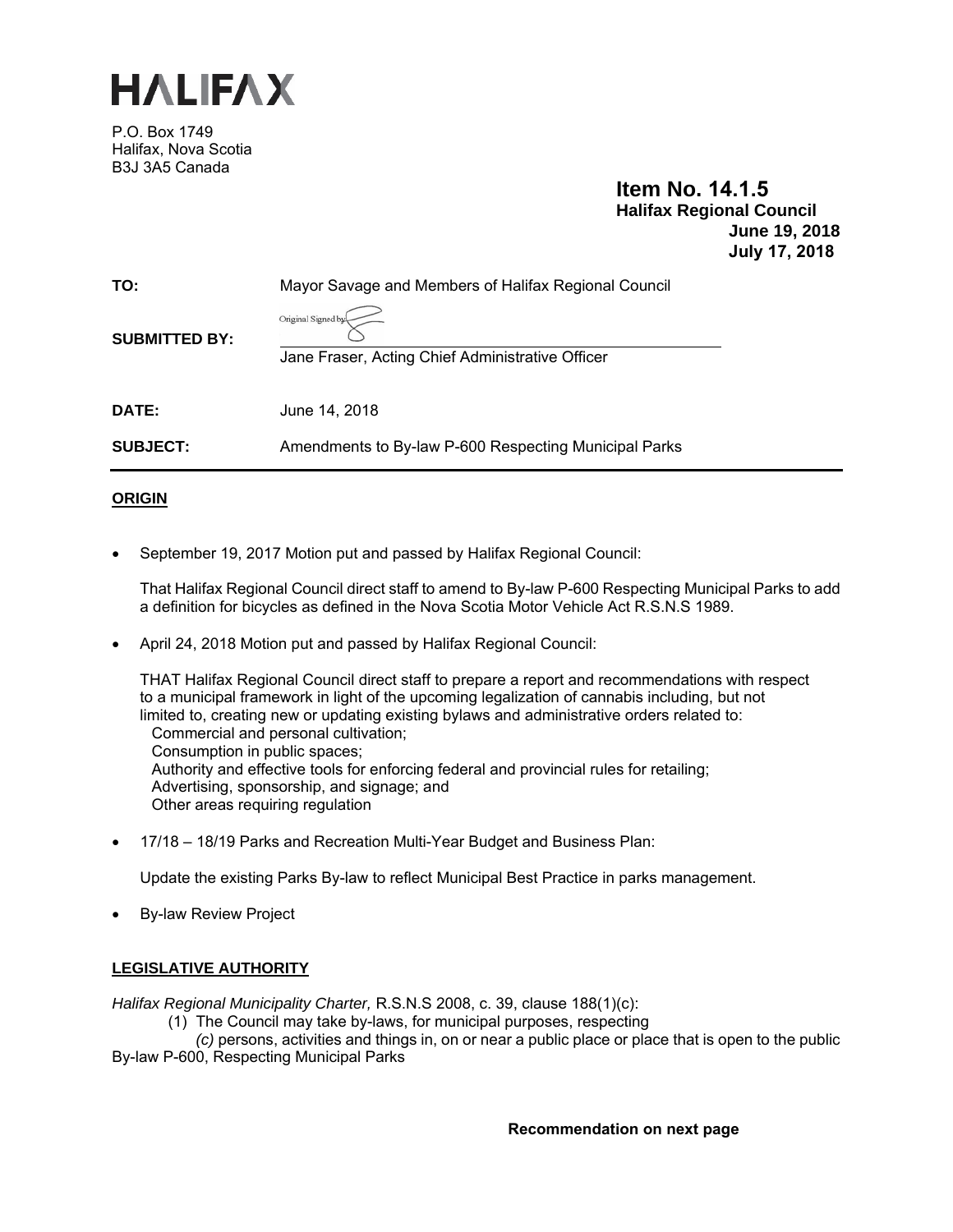# HALIFAX

P.O. Box 1749
Halifax, Nova Scotia
B3J 3A5 Canada

**Item No. 14.1.5**
**Halifax Regional Council**
**June 19, 2018**
**July 17, 2018**

**TO:** Mayor Savage and Members of Halifax Regional Council

**SUBMITTED BY:** Original Signed by

Jane Fraser, Acting Chief Administrative Officer

**DATE:** June 14, 2018

**SUBJECT:** Amendments to By-law P-600 Respecting Municipal Parks

## ORIGIN

- September 19, 2017 Motion put and passed by Halifax Regional Council:

  That Halifax Regional Council direct staff to amend to By-law P-600 Respecting Municipal Parks to add a definition for bicycles as defined in the Nova Scotia Motor Vehicle Act R.S.N.S 1989.

- April 24, 2018 Motion put and passed by Halifax Regional Council:

  THAT Halifax Regional Council direct staff to prepare a report and recommendations with respect to a municipal framework in light of the upcoming legalization of cannabis including, but not limited to, creating new or updating existing bylaws and administrative orders related to:
  Commercial and personal cultivation;
  Consumption in public spaces;
  Authority and effective tools for enforcing federal and provincial rules for retailing;
  Advertising, sponsorship, and signage; and
  Other areas requiring regulation

- 17/18 – 18/19 Parks and Recreation Multi-Year Budget and Business Plan:

  Update the existing Parks By-law to reflect Municipal Best Practice in parks management.

- By-law Review Project

## LEGISLATIVE AUTHORITY

*Halifax Regional Municipality Charter,* R.S.N.S 2008, c. 39, clause 188(1)(c):

(1) The Council may take by-laws, for municipal purposes, respecting

*(c)* persons, activities and things in, on or near a public place or place that is open to the public

By-law P-600, Respecting Municipal Parks

**Recommendation on next page**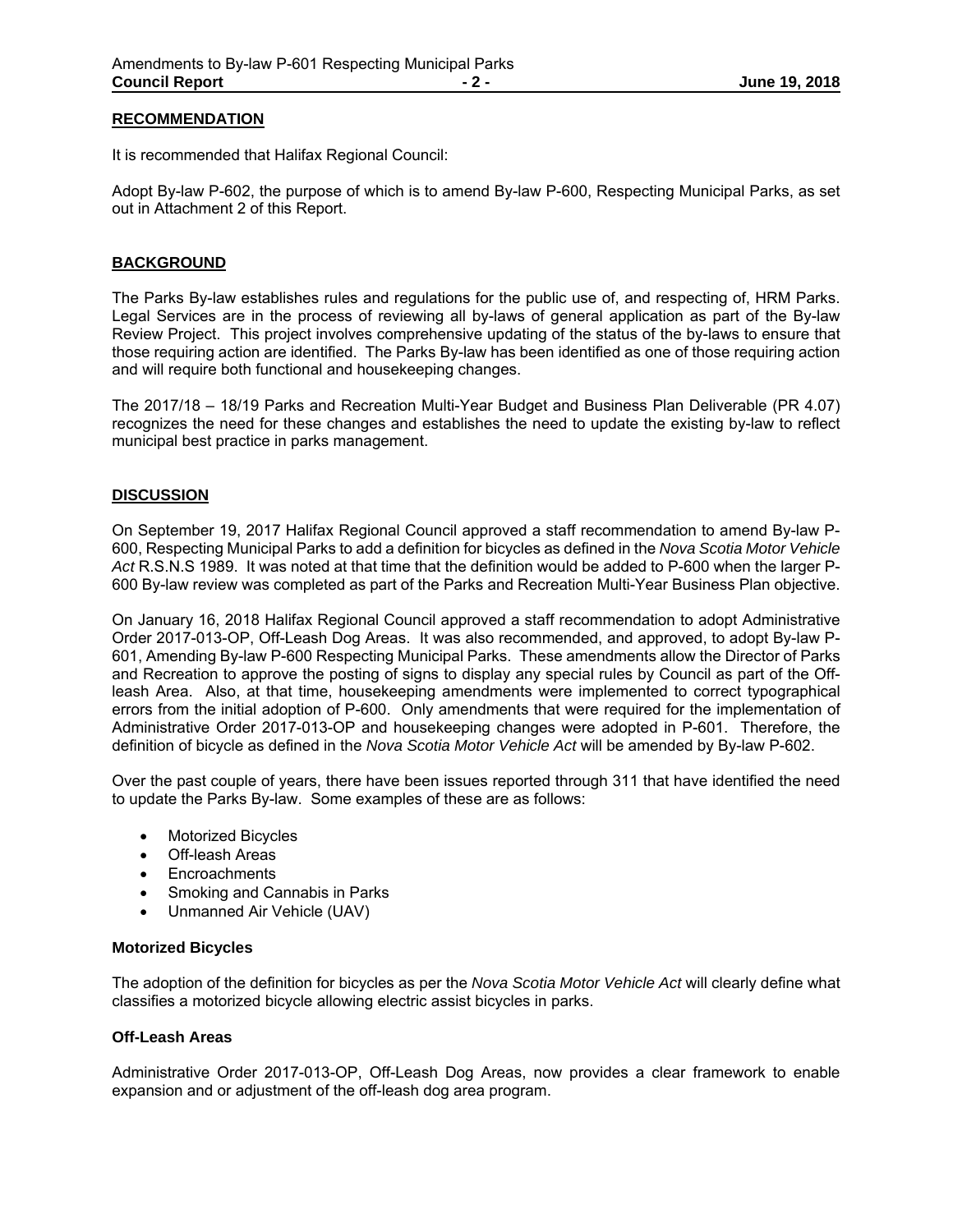## RECOMMENDATION

It is recommended that Halifax Regional Council:

Adopt By-law P-602, the purpose of which is to amend By-law P-600, Respecting Municipal Parks, as set out in Attachment 2 of this Report.

## BACKGROUND

The Parks By-law establishes rules and regulations for the public use of, and respecting of, HRM Parks. Legal Services are in the process of reviewing all by-laws of general application as part of the By-law Review Project. This project involves comprehensive updating of the status of the by-laws to ensure that those requiring action are identified. The Parks By-law has been identified as one of those requiring action and will require both functional and housekeeping changes.

The 2017/18 – 18/19 Parks and Recreation Multi-Year Budget and Business Plan Deliverable (PR 4.07) recognizes the need for these changes and establishes the need to update the existing by-law to reflect municipal best practice in parks management.

## DISCUSSION

On September 19, 2017 Halifax Regional Council approved a staff recommendation to amend By-law P-600, Respecting Municipal Parks to add a definition for bicycles as defined in the *Nova Scotia Motor Vehicle Act* R.S.N.S 1989. It was noted at that time that the definition would be added to P-600 when the larger P-600 By-law review was completed as part of the Parks and Recreation Multi-Year Business Plan objective.

On January 16, 2018 Halifax Regional Council approved a staff recommendation to adopt Administrative Order 2017-013-OP, Off-Leash Dog Areas. It was also recommended, and approved, to adopt By-law P-601, Amending By-law P-600 Respecting Municipal Parks. These amendments allow the Director of Parks and Recreation to approve the posting of signs to display any special rules by Council as part of the Off-leash Area. Also, at that time, housekeeping amendments were implemented to correct typographical errors from the initial adoption of P-600. Only amendments that were required for the implementation of Administrative Order 2017-013-OP and housekeeping changes were adopted in P-601. Therefore, the definition of bicycle as defined in the *Nova Scotia Motor Vehicle Act* will be amended by By-law P-602.

Over the past couple of years, there have been issues reported through 311 that have identified the need to update the Parks By-law. Some examples of these are as follows:

- Motorized Bicycles
- Off-leash Areas
- Encroachments
- Smoking and Cannabis in Parks
- Unmanned Air Vehicle (UAV)

### Motorized Bicycles

The adoption of the definition for bicycles as per the *Nova Scotia Motor Vehicle Act* will clearly define what classifies a motorized bicycle allowing electric assist bicycles in parks.

### Off-Leash Areas

Administrative Order 2017-013-OP, Off-Leash Dog Areas, now provides a clear framework to enable expansion and or adjustment of the off-leash dog area program.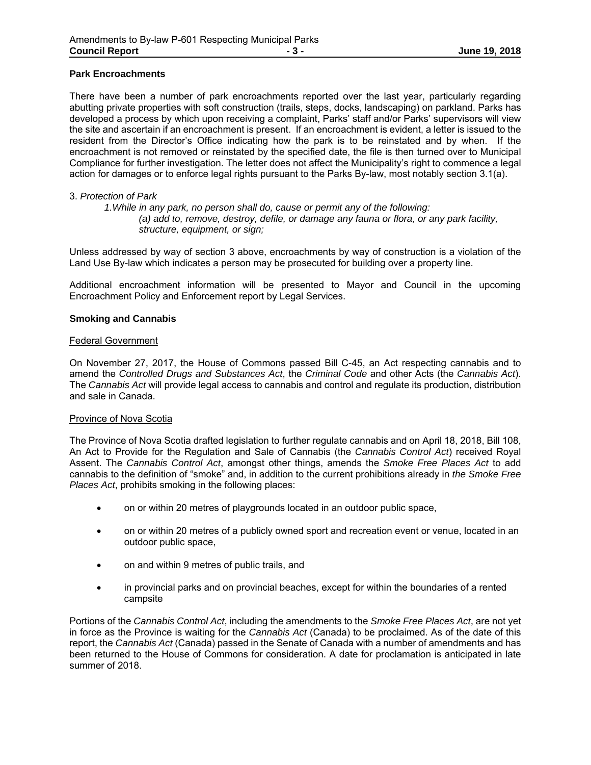**Park Encroachments**

There have been a number of park encroachments reported over the last year, particularly regarding abutting private properties with soft construction (trails, steps, docks, landscaping) on parkland. Parks has developed a process by which upon receiving a complaint, Parks' staff and/or Parks' supervisors will view the site and ascertain if an encroachment is present. If an encroachment is evident, a letter is issued to the resident from the Director's Office indicating how the park is to be reinstated and by when. If the encroachment is not removed or reinstated by the specified date, the file is then turned over to Municipal Compliance for further investigation. The letter does not affect the Municipality's right to commence a legal action for damages or to enforce legal rights pursuant to the Parks By-law, most notably section 3.1(a).

3. *Protection of Park*

*1.While in any park, no person shall do, cause or permit any of the following:*

*(a) add to, remove, destroy, defile, or damage any fauna or flora, or any park facility, structure, equipment, or sign;*

Unless addressed by way of section 3 above, encroachments by way of construction is a violation of the Land Use By-law which indicates a person may be prosecuted for building over a property line.

Additional encroachment information will be presented to Mayor and Council in the upcoming Encroachment Policy and Enforcement report by Legal Services.

**Smoking and Cannabis**

Federal Government

On November 27, 2017, the House of Commons passed Bill C-45, an Act respecting cannabis and to amend the *Controlled Drugs and Substances Act*, the *Criminal Code* and other Acts (the *Cannabis Act*). The *Cannabis Act* will provide legal access to cannabis and control and regulate its production, distribution and sale in Canada.

Province of Nova Scotia

The Province of Nova Scotia drafted legislation to further regulate cannabis and on April 18, 2018, Bill 108, An Act to Provide for the Regulation and Sale of Cannabis (the *Cannabis Control Act*) received Royal Assent. The *Cannabis Control Act*, amongst other things, amends the *Smoke Free Places Act* to add cannabis to the definition of "smoke" and, in addition to the current prohibitions already in *the Smoke Free Places Act*, prohibits smoking in the following places:

- on or within 20 metres of playgrounds located in an outdoor public space,
- on or within 20 metres of a publicly owned sport and recreation event or venue, located in an outdoor public space,
- on and within 9 metres of public trails, and
- in provincial parks and on provincial beaches, except for within the boundaries of a rented campsite

Portions of the *Cannabis Control Act*, including the amendments to the *Smoke Free Places Act*, are not yet in force as the Province is waiting for the *Cannabis Act* (Canada) to be proclaimed. As of the date of this report, the *Cannabis Act* (Canada) passed in the Senate of Canada with a number of amendments and has been returned to the House of Commons for consideration. A date for proclamation is anticipated in late summer of 2018.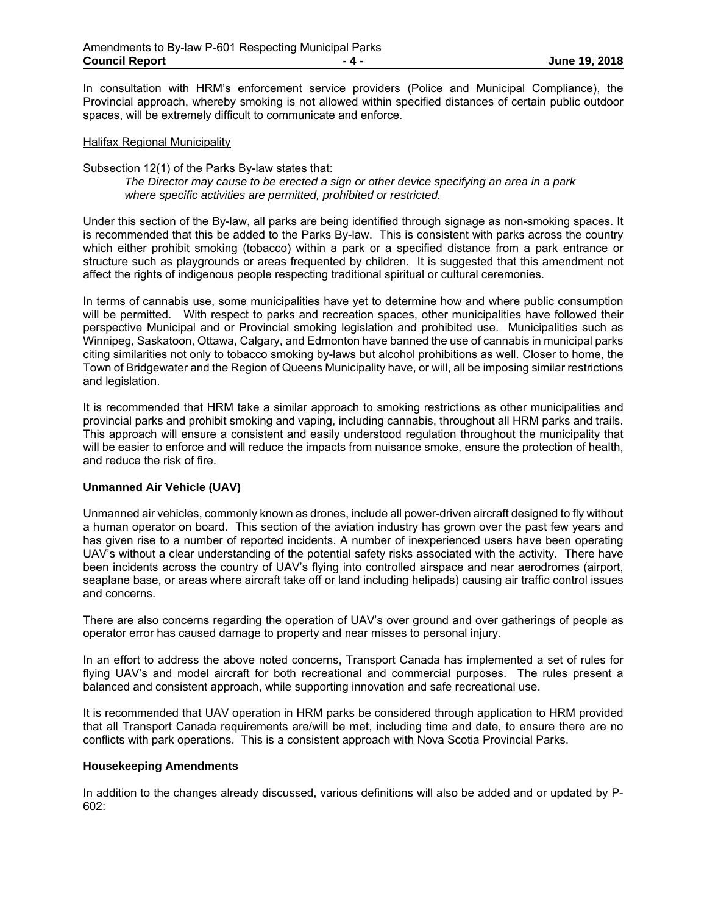In consultation with HRM's enforcement service providers (Police and Municipal Compliance), the Provincial approach, whereby smoking is not allowed within specified distances of certain public outdoor spaces, will be extremely difficult to communicate and enforce.

Halifax Regional Municipality

Subsection 12(1) of the Parks By-law states that:

> *The Director may cause to be erected a sign or other device specifying an area in a park where specific activities are permitted, prohibited or restricted.*

Under this section of the By-law, all parks are being identified through signage as non-smoking spaces. It is recommended that this be added to the Parks By-law. This is consistent with parks across the country which either prohibit smoking (tobacco) within a park or a specified distance from a park entrance or structure such as playgrounds or areas frequented by children. It is suggested that this amendment not affect the rights of indigenous people respecting traditional spiritual or cultural ceremonies.

In terms of cannabis use, some municipalities have yet to determine how and where public consumption will be permitted. With respect to parks and recreation spaces, other municipalities have followed their perspective Municipal and or Provincial smoking legislation and prohibited use. Municipalities such as Winnipeg, Saskatoon, Ottawa, Calgary, and Edmonton have banned the use of cannabis in municipal parks citing similarities not only to tobacco smoking by-laws but alcohol prohibitions as well. Closer to home, the Town of Bridgewater and the Region of Queens Municipality have, or will, all be imposing similar restrictions and legislation.

It is recommended that HRM take a similar approach to smoking restrictions as other municipalities and provincial parks and prohibit smoking and vaping, including cannabis, throughout all HRM parks and trails. This approach will ensure a consistent and easily understood regulation throughout the municipality that will be easier to enforce and will reduce the impacts from nuisance smoke, ensure the protection of health, and reduce the risk of fire.

**Unmanned Air Vehicle (UAV)**

Unmanned air vehicles, commonly known as drones, include all power-driven aircraft designed to fly without a human operator on board. This section of the aviation industry has grown over the past few years and has given rise to a number of reported incidents. A number of inexperienced users have been operating UAV's without a clear understanding of the potential safety risks associated with the activity. There have been incidents across the country of UAV's flying into controlled airspace and near aerodromes (airport, seaplane base, or areas where aircraft take off or land including helipads) causing air traffic control issues and concerns.

There are also concerns regarding the operation of UAV's over ground and over gatherings of people as operator error has caused damage to property and near misses to personal injury.

In an effort to address the above noted concerns, Transport Canada has implemented a set of rules for flying UAV's and model aircraft for both recreational and commercial purposes. The rules present a balanced and consistent approach, while supporting innovation and safe recreational use.

It is recommended that UAV operation in HRM parks be considered through application to HRM provided that all Transport Canada requirements are/will be met, including time and date, to ensure there are no conflicts with park operations. This is a consistent approach with Nova Scotia Provincial Parks.

**Housekeeping Amendments**

In addition to the changes already discussed, various definitions will also be added and or updated by P-602: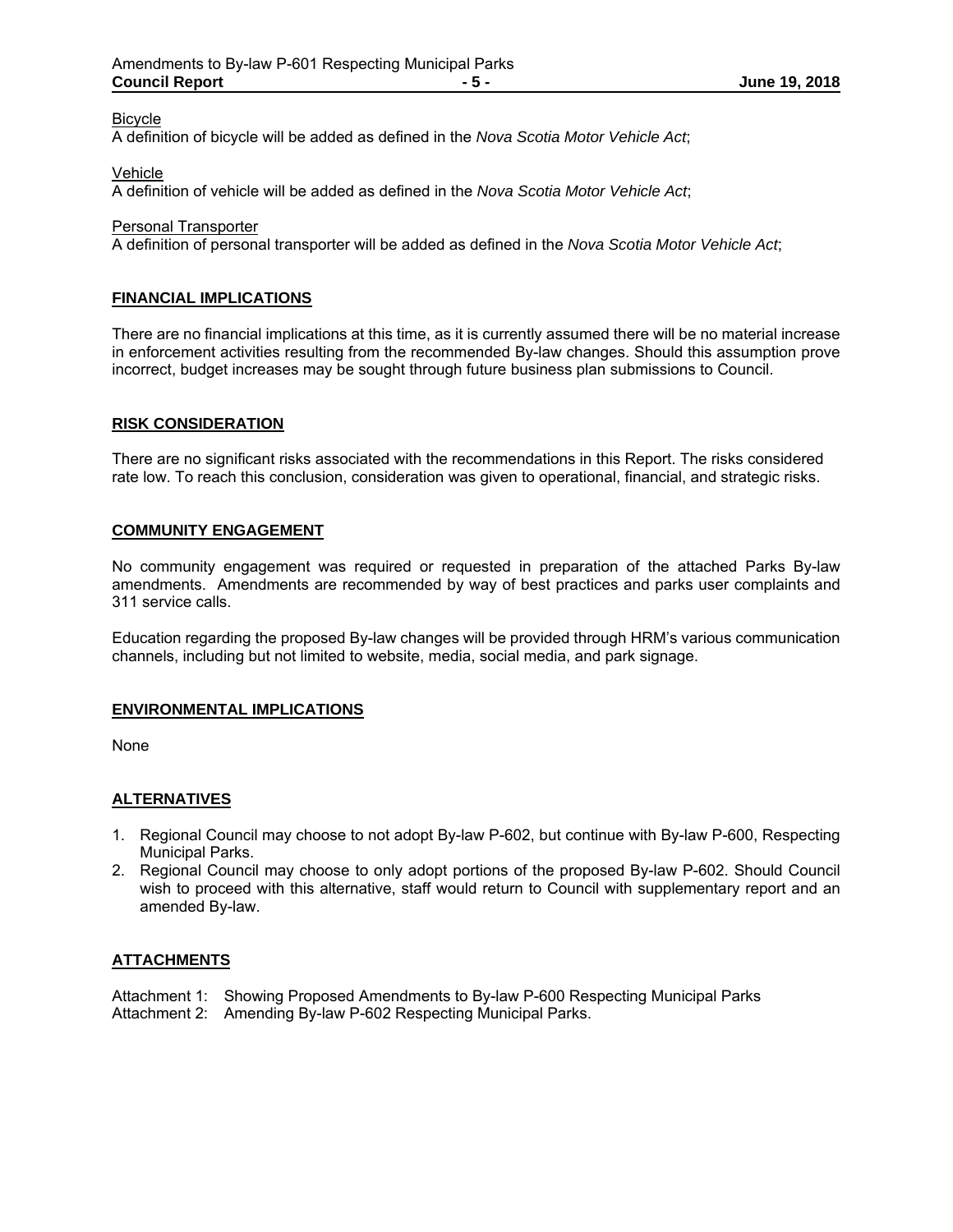Bicycle

A definition of bicycle will be added as defined in the *Nova Scotia Motor Vehicle Act*;

Vehicle

A definition of vehicle will be added as defined in the *Nova Scotia Motor Vehicle Act*;

Personal Transporter

A definition of personal transporter will be added as defined in the *Nova Scotia Motor Vehicle Act*;

## FINANCIAL IMPLICATIONS

There are no financial implications at this time, as it is currently assumed there will be no material increase in enforcement activities resulting from the recommended By-law changes. Should this assumption prove incorrect, budget increases may be sought through future business plan submissions to Council.

## RISK CONSIDERATION

There are no significant risks associated with the recommendations in this Report. The risks considered rate low. To reach this conclusion, consideration was given to operational, financial, and strategic risks.

## COMMUNITY ENGAGEMENT

No community engagement was required or requested in preparation of the attached Parks By-law amendments. Amendments are recommended by way of best practices and parks user complaints and 311 service calls.

Education regarding the proposed By-law changes will be provided through HRM's various communication channels, including but not limited to website, media, social media, and park signage.

## ENVIRONMENTAL IMPLICATIONS

None

## ALTERNATIVES

1. Regional Council may choose to not adopt By-law P-602, but continue with By-law P-600, Respecting Municipal Parks.
2. Regional Council may choose to only adopt portions of the proposed By-law P-602. Should Council wish to proceed with this alternative, staff would return to Council with supplementary report and an amended By-law.

## ATTACHMENTS

Attachment 1: Showing Proposed Amendments to By-law P-600 Respecting Municipal Parks

Attachment 2: Amending By-law P-602 Respecting Municipal Parks.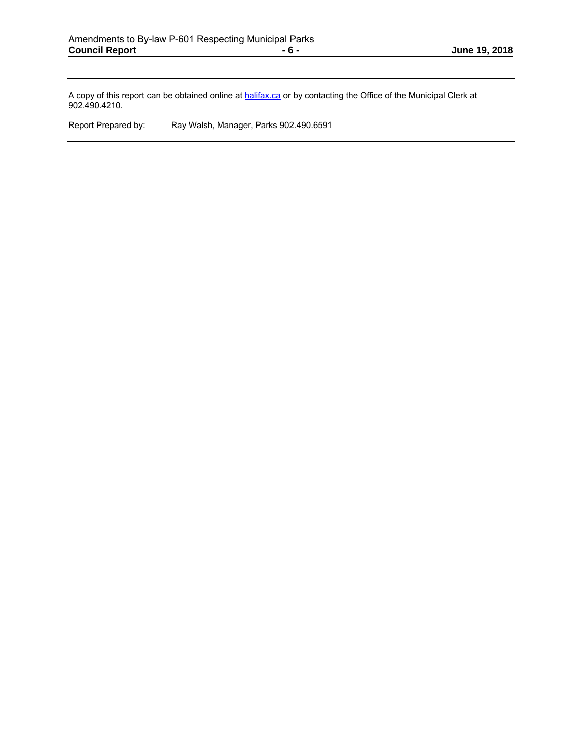---

A copy of this report can be obtained online at [halifax.ca](http://www.halifax.ca) or by contacting the Office of the Municipal Clerk at 902.490.4210.

Report Prepared by: Ray Walsh, Manager, Parks 902.490.6591

---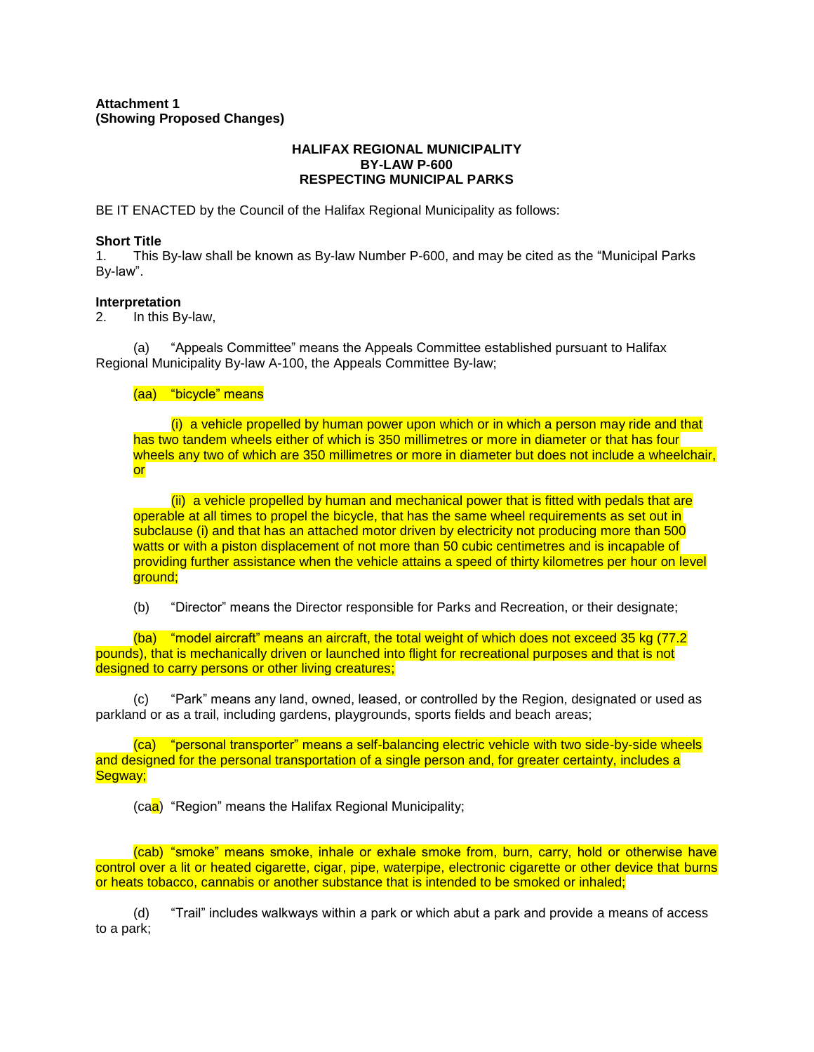**Attachment 1**
**(Showing Proposed Changes)**

**HALIFAX REGIONAL MUNICIPALITY**
**BY-LAW P-600**
**RESPECTING MUNICIPAL PARKS**

BE IT ENACTED by the Council of the Halifax Regional Municipality as follows:

**Short Title**

1. This By-law shall be known as By-law Number P-600, and may be cited as the “Municipal Parks By-law”.

**Interpretation**

2. In this By-law,

(a) “Appeals Committee” means the Appeals Committee established pursuant to Halifax Regional Municipality By-law A-100, the Appeals Committee By-law;

(aa) “bicycle” means

(i) a vehicle propelled by human power upon which or in which a person may ride and that has two tandem wheels either of which is 350 millimetres or more in diameter or that has four wheels any two of which are 350 millimetres or more in diameter but does not include a wheelchair, or

(ii) a vehicle propelled by human and mechanical power that is fitted with pedals that are operable at all times to propel the bicycle, that has the same wheel requirements as set out in subclause (i) and that has an attached motor driven by electricity not producing more than 500 watts or with a piston displacement of not more than 50 cubic centimetres and is incapable of providing further assistance when the vehicle attains a speed of thirty kilometres per hour on level ground;

(b) “Director” means the Director responsible for Parks and Recreation, or their designate;

(ba) “model aircraft” means an aircraft, the total weight of which does not exceed 35 kg (77.2 pounds), that is mechanically driven or launched into flight for recreational purposes and that is not designed to carry persons or other living creatures;

(c) “Park” means any land, owned, leased, or controlled by the Region, designated or used as parkland or as a trail, including gardens, playgrounds, sports fields and beach areas;

(ca) “personal transporter” means a self-balancing electric vehicle with two side-by-side wheels and designed for the personal transportation of a single person and, for greater certainty, includes a Segway;

(caa) “Region” means the Halifax Regional Municipality;

(cab) “smoke” means smoke, inhale or exhale smoke from, burn, carry, hold or otherwise have control over a lit or heated cigarette, cigar, pipe, waterpipe, electronic cigarette or other device that burns or heats tobacco, cannabis or another substance that is intended to be smoked or inhaled;

(d) “Trail” includes walkways within a park or which abut a park and provide a means of access to a park;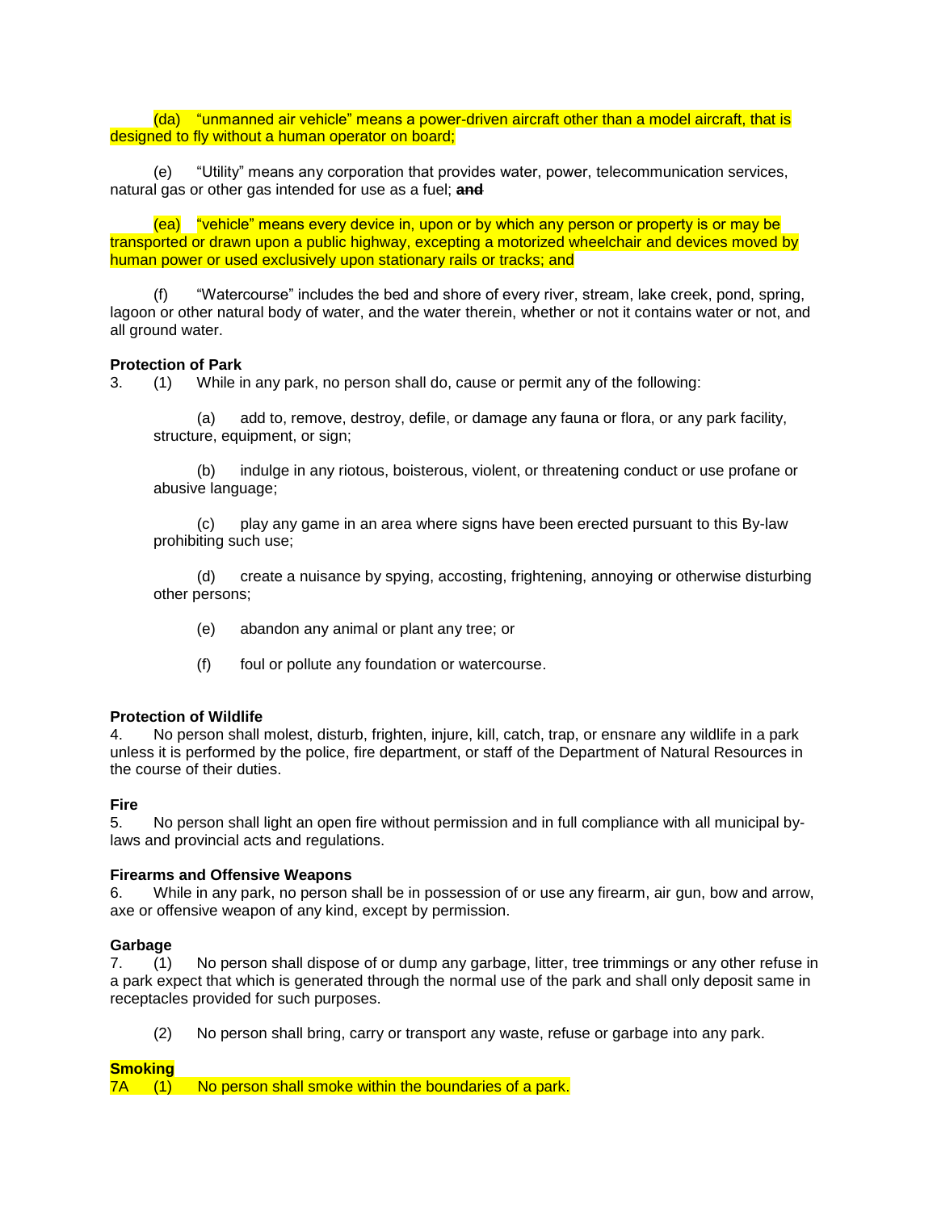(da) "unmanned air vehicle" means a power-driven aircraft other than a model aircraft, that is designed to fly without a human operator on board;

(e) "Utility" means any corporation that provides water, power, telecommunication services, natural gas or other gas intended for use as a fuel; ~~**and**~~

(ea) "vehicle" means every device in, upon or by which any person or property is or may be transported or drawn upon a public highway, excepting a motorized wheelchair and devices moved by human power or used exclusively upon stationary rails or tracks; and

(f) "Watercourse" includes the bed and shore of every river, stream, lake creek, pond, spring, lagoon or other natural body of water, and the water therein, whether or not it contains water or not, and all ground water.

**Protection of Park**

3. (1) While in any park, no person shall do, cause or permit any of the following:

(a) add to, remove, destroy, defile, or damage any fauna or flora, or any park facility, structure, equipment, or sign;

(b) indulge in any riotous, boisterous, violent, or threatening conduct or use profane or abusive language;

(c) play any game in an area where signs have been erected pursuant to this By-law prohibiting such use;

(d) create a nuisance by spying, accosting, frightening, annoying or otherwise disturbing other persons;

(e) abandon any animal or plant any tree; or

(f) foul or pollute any foundation or watercourse.

**Protection of Wildlife**

4. No person shall molest, disturb, frighten, injure, kill, catch, trap, or ensnare any wildlife in a park unless it is performed by the police, fire department, or staff of the Department of Natural Resources in the course of their duties.

**Fire**

5. No person shall light an open fire without permission and in full compliance with all municipal by-laws and provincial acts and regulations.

**Firearms and Offensive Weapons**

6. While in any park, no person shall be in possession of or use any firearm, air gun, bow and arrow, axe or offensive weapon of any kind, except by permission.

**Garbage**

7. (1) No person shall dispose of or dump any garbage, litter, tree trimmings or any other refuse in a park expect that which is generated through the normal use of the park and shall only deposit same in receptacles provided for such purposes.

(2) No person shall bring, carry or transport any waste, refuse or garbage into any park.

**Smoking**

7A (1) No person shall smoke within the boundaries of a park.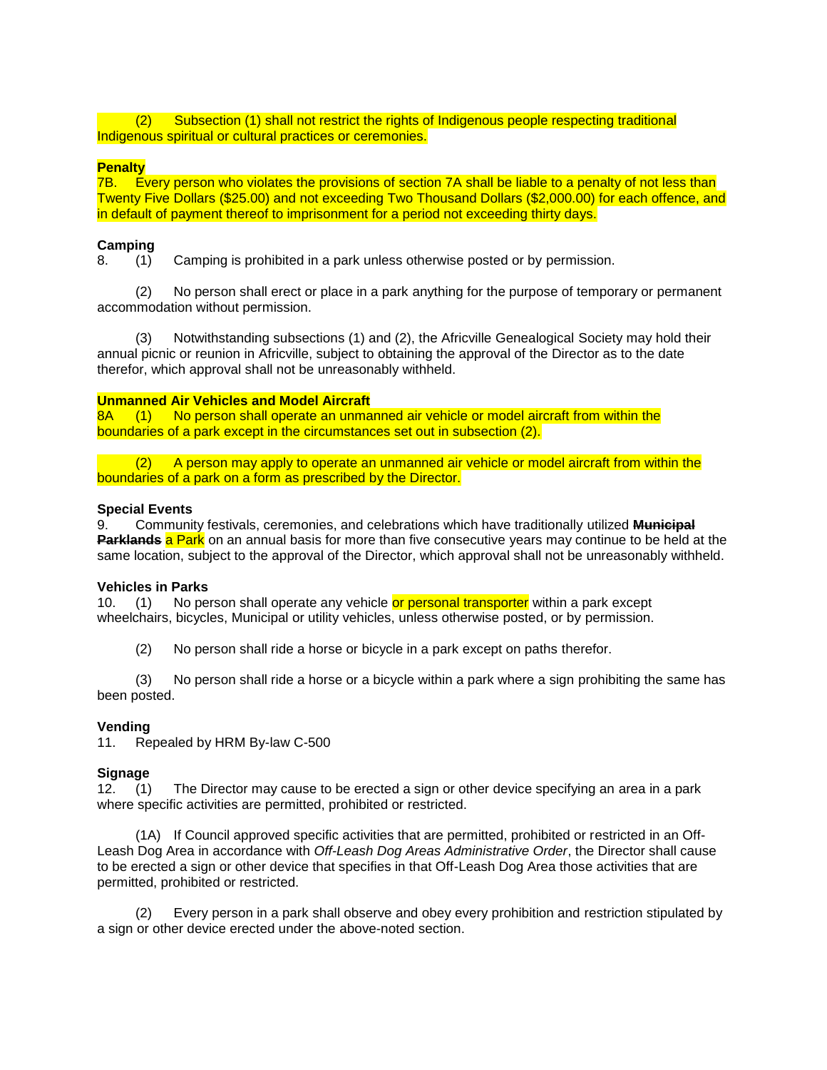(2) Subsection (1) shall not restrict the rights of Indigenous people respecting traditional Indigenous spiritual or cultural practices or ceremonies.

**Penalty**

7B. Every person who violates the provisions of section 7A shall be liable to a penalty of not less than Twenty Five Dollars ($25.00) and not exceeding Two Thousand Dollars ($2,000.00) for each offence, and in default of payment thereof to imprisonment for a period not exceeding thirty days.

**Camping**

8. (1) Camping is prohibited in a park unless otherwise posted or by permission.

(2) No person shall erect or place in a park anything for the purpose of temporary or permanent accommodation without permission.

(3) Notwithstanding subsections (1) and (2), the Africville Genealogical Society may hold their annual picnic or reunion in Africville, subject to obtaining the approval of the Director as to the date therefor, which approval shall not be unreasonably withheld.

**Unmanned Air Vehicles and Model Aircraft**

8A (1) No person shall operate an unmanned air vehicle or model aircraft from within the boundaries of a park except in the circumstances set out in subsection (2).

(2) A person may apply to operate an unmanned air vehicle or model aircraft from within the boundaries of a park on a form as prescribed by the Director.

**Special Events**

9. Community festivals, ceremonies, and celebrations which have traditionally utilized ~~**Municipal Parklands**~~ a Park on an annual basis for more than five consecutive years may continue to be held at the same location, subject to the approval of the Director, which approval shall not be unreasonably withheld.

**Vehicles in Parks**

10. (1) No person shall operate any vehicle or personal transporter within a park except wheelchairs, bicycles, Municipal or utility vehicles, unless otherwise posted, or by permission.

(2) No person shall ride a horse or bicycle in a park except on paths therefor.

(3) No person shall ride a horse or a bicycle within a park where a sign prohibiting the same has been posted.

**Vending**

11. Repealed by HRM By-law C-500

**Signage**

12. (1) The Director may cause to be erected a sign or other device specifying an area in a park where specific activities are permitted, prohibited or restricted.

(1A) If Council approved specific activities that are permitted, prohibited or restricted in an Off-Leash Dog Area in accordance with *Off-Leash Dog Areas Administrative Order*, the Director shall cause to be erected a sign or other device that specifies in that Off-Leash Dog Area those activities that are permitted, prohibited or restricted.

(2) Every person in a park shall observe and obey every prohibition and restriction stipulated by a sign or other device erected under the above-noted section.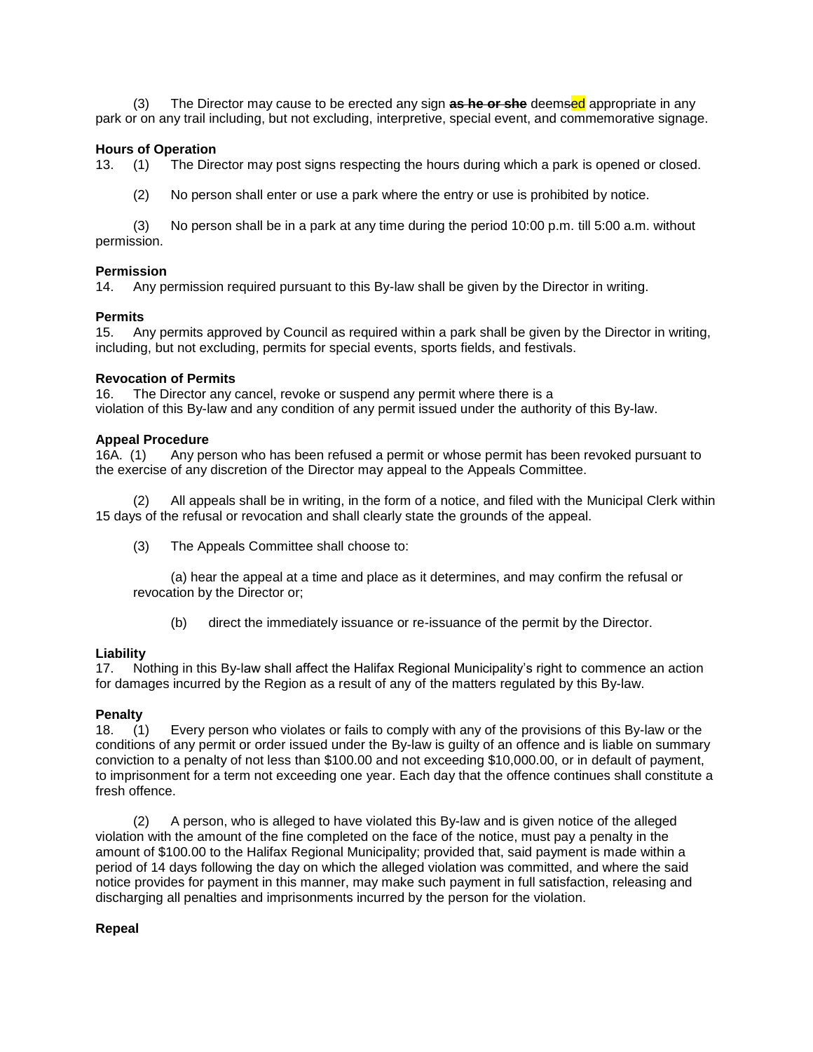(3) The Director may cause to be erected any sign ~~**as he or she**~~ deems~~s~~ed appropriate in any park or on any trail including, but not excluding, interpretive, special event, and commemorative signage.

**Hours of Operation**

13. (1) The Director may post signs respecting the hours during which a park is opened or closed.

(2) No person shall enter or use a park where the entry or use is prohibited by notice.

(3) No person shall be in a park at any time during the period 10:00 p.m. till 5:00 a.m. without permission.

**Permission**

14. Any permission required pursuant to this By-law shall be given by the Director in writing.

**Permits**

15. Any permits approved by Council as required within a park shall be given by the Director in writing, including, but not excluding, permits for special events, sports fields, and festivals.

**Revocation of Permits**

16. The Director any cancel, revoke or suspend any permit where there is a violation of this By-law and any condition of any permit issued under the authority of this By-law.

**Appeal Procedure**

16A. (1) Any person who has been refused a permit or whose permit has been revoked pursuant to the exercise of any discretion of the Director may appeal to the Appeals Committee.

(2) All appeals shall be in writing, in the form of a notice, and filed with the Municipal Clerk within 15 days of the refusal or revocation and shall clearly state the grounds of the appeal.

(3) The Appeals Committee shall choose to:

(a) hear the appeal at a time and place as it determines, and may confirm the refusal or revocation by the Director or;

(b) direct the immediately issuance or re-issuance of the permit by the Director.

**Liability**

17. Nothing in this By-law shall affect the Halifax Regional Municipality's right to commence an action for damages incurred by the Region as a result of any of the matters regulated by this By-law.

**Penalty**

18. (1) Every person who violates or fails to comply with any of the provisions of this By-law or the conditions of any permit or order issued under the By-law is guilty of an offence and is liable on summary conviction to a penalty of not less than $100.00 and not exceeding $10,000.00, or in default of payment, to imprisonment for a term not exceeding one year. Each day that the offence continues shall constitute a fresh offence.

(2) A person, who is alleged to have violated this By-law and is given notice of the alleged violation with the amount of the fine completed on the face of the notice, must pay a penalty in the amount of $100.00 to the Halifax Regional Municipality; provided that, said payment is made within a period of 14 days following the day on which the alleged violation was committed, and where the said notice provides for payment in this manner, may make such payment in full satisfaction, releasing and discharging all penalties and imprisonments incurred by the person for the violation.

**Repeal**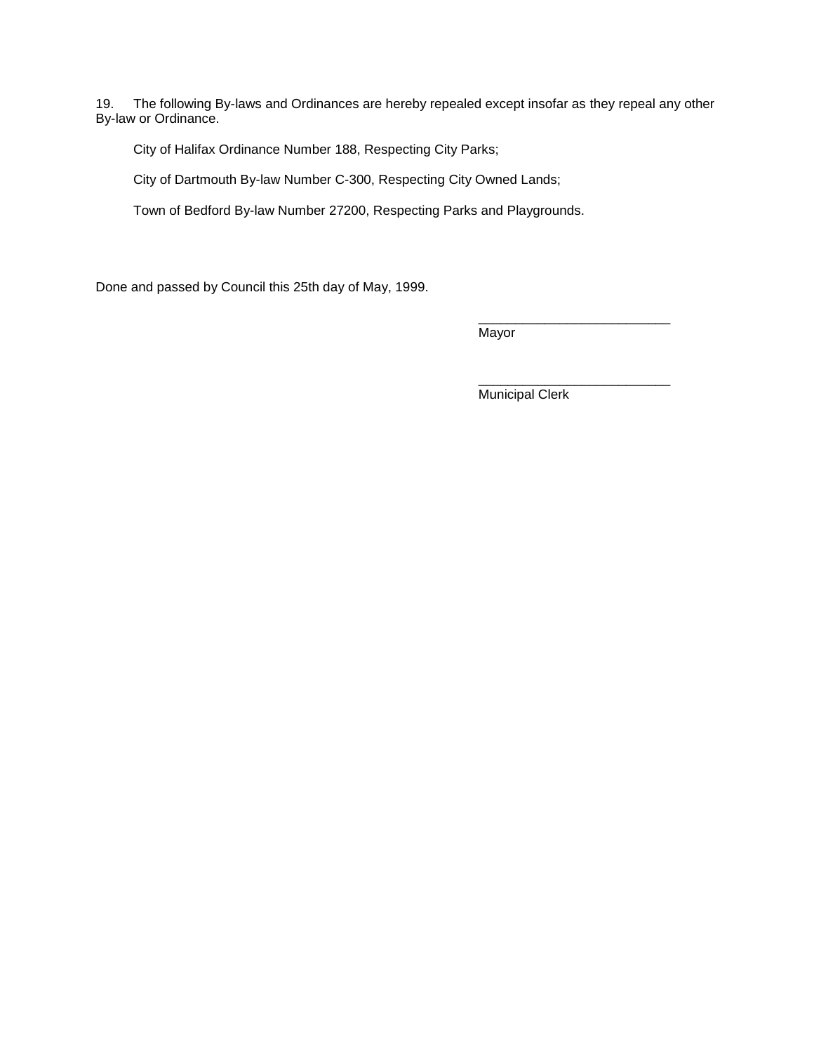19. The following By-laws and Ordinances are hereby repealed except insofar as they repeal any other By-law or Ordinance.

City of Halifax Ordinance Number 188, Respecting City Parks;

City of Dartmouth By-law Number C-300, Respecting City Owned Lands;

Town of Bedford By-law Number 27200, Respecting Parks and Playgrounds.

Done and passed by Council this 25th day of May, 1999.

___________________________
Mayor

___________________________
Municipal Clerk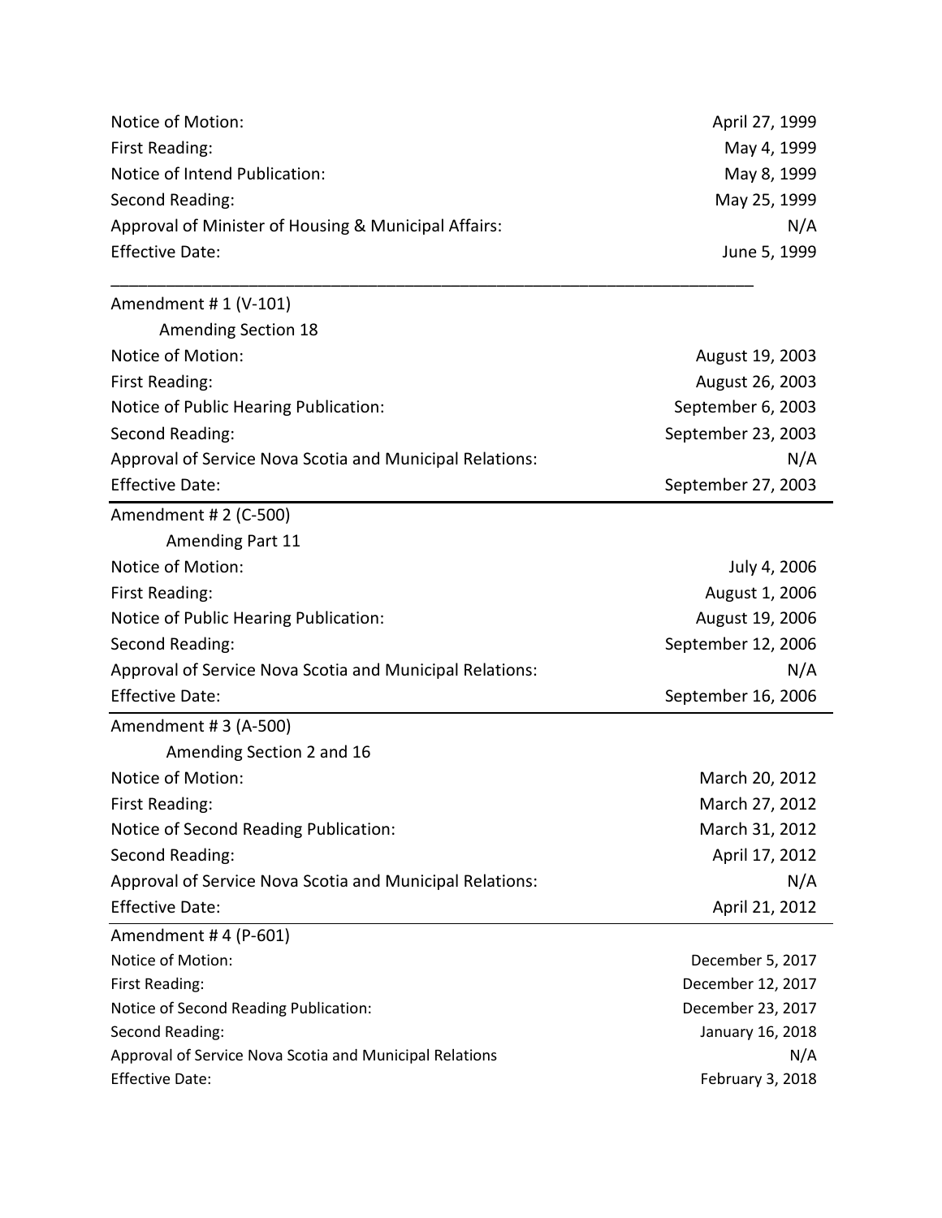| | |
|---|---|
| Notice of Motion: | April 27, 1999 |
| First Reading: | May 4, 1999 |
| Notice of Intend Publication: | May 8, 1999 |
| Second Reading: | May 25, 1999 |
| Approval of Minister of Housing & Municipal Affairs: | N/A |
| Effective Date: | June 5, 1999 |

---

Amendment # 1 (V-101)
Amending Section 18

| | |
|---|---|
| Notice of Motion: | August 19, 2003 |
| First Reading: | August 26, 2003 |
| Notice of Public Hearing Publication: | September 6, 2003 |
| Second Reading: | September 23, 2003 |
| Approval of Service Nova Scotia and Municipal Relations: | N/A |
| Effective Date: | September 27, 2003 |

---

Amendment # 2 (C-500)
Amending Part 11

| | |
|---|---|
| Notice of Motion: | July 4, 2006 |
| First Reading: | August 1, 2006 |
| Notice of Public Hearing Publication: | August 19, 2006 |
| Second Reading: | September 12, 2006 |
| Approval of Service Nova Scotia and Municipal Relations: | N/A |
| Effective Date: | September 16, 2006 |

---

Amendment # 3 (A-500)
Amending Section 2 and 16

| | |
|---|---|
| Notice of Motion: | March 20, 2012 |
| First Reading: | March 27, 2012 |
| Notice of Second Reading Publication: | March 31, 2012 |
| Second Reading: | April 17, 2012 |
| Approval of Service Nova Scotia and Municipal Relations: | N/A |
| Effective Date: | April 21, 2012 |

---

Amendment # 4 (P-601)

| | |
|---|---|
| Notice of Motion: | December 5, 2017 |
| First Reading: | December 12, 2017 |
| Notice of Second Reading Publication: | December 23, 2017 |
| Second Reading: | January 16, 2018 |
| Approval of Service Nova Scotia and Municipal Relations | N/A |
| Effective Date: | February 3, 2018 |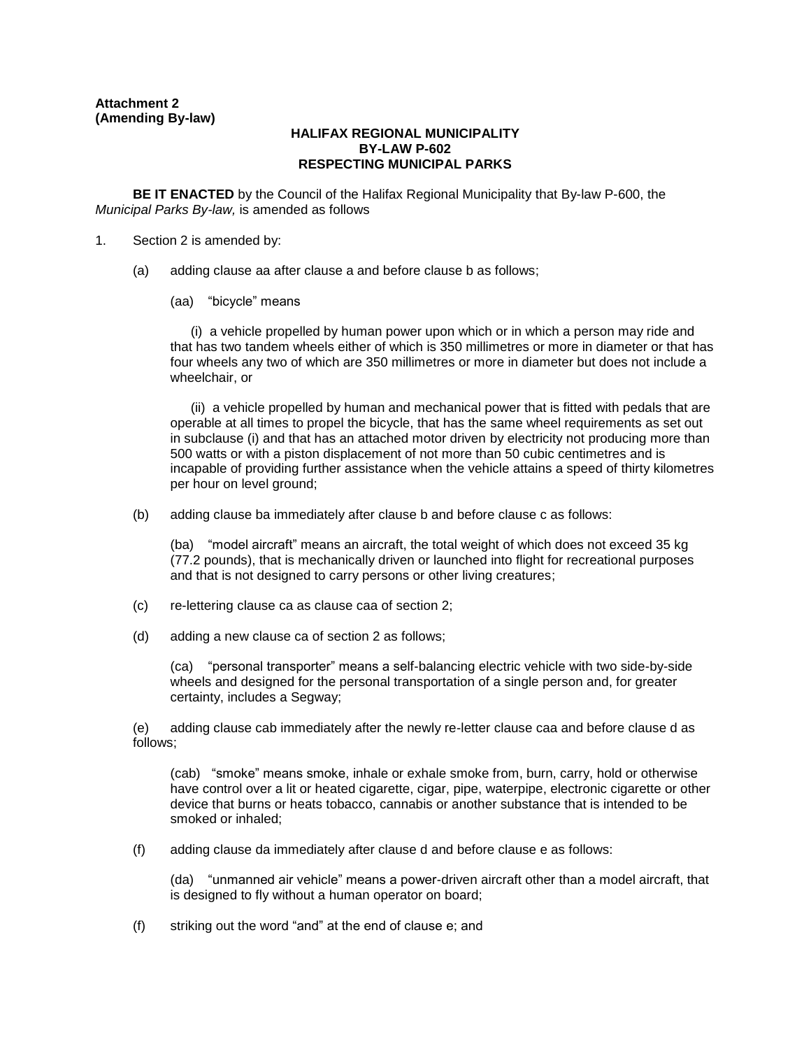**Attachment 2**
**(Amending By-law)**

**HALIFAX REGIONAL MUNICIPALITY**
**BY-LAW P-602**
**RESPECTING MUNICIPAL PARKS**

**BE IT ENACTED** by the Council of the Halifax Regional Municipality that By-law P-600, the *Municipal Parks By-law,* is amended as follows

1. Section 2 is amended by:

   (a) adding clause aa after clause a and before clause b as follows;

   (aa) "bicycle" means

   (i) a vehicle propelled by human power upon which or in which a person may ride and that has two tandem wheels either of which is 350 millimetres or more in diameter or that has four wheels any two of which are 350 millimetres or more in diameter but does not include a wheelchair, or

   (ii) a vehicle propelled by human and mechanical power that is fitted with pedals that are operable at all times to propel the bicycle, that has the same wheel requirements as set out in subclause (i) and that has an attached motor driven by electricity not producing more than 500 watts or with a piston displacement of not more than 50 cubic centimetres and is incapable of providing further assistance when the vehicle attains a speed of thirty kilometres per hour on level ground;

   (b) adding clause ba immediately after clause b and before clause c as follows:

   (ba) "model aircraft" means an aircraft, the total weight of which does not exceed 35 kg (77.2 pounds), that is mechanically driven or launched into flight for recreational purposes and that is not designed to carry persons or other living creatures;

   (c) re-lettering clause ca as clause caa of section 2;

   (d) adding a new clause ca of section 2 as follows;

   (ca) "personal transporter" means a self-balancing electric vehicle with two side-by-side wheels and designed for the personal transportation of a single person and, for greater certainty, includes a Segway;

   (e) adding clause cab immediately after the newly re-letter clause caa and before clause d as follows;

   (cab) "smoke" means smoke, inhale or exhale smoke from, burn, carry, hold or otherwise have control over a lit or heated cigarette, cigar, pipe, waterpipe, electronic cigarette or other device that burns or heats tobacco, cannabis or another substance that is intended to be smoked or inhaled;

   (f) adding clause da immediately after clause d and before clause e as follows:

   (da) "unmanned air vehicle" means a power-driven aircraft other than a model aircraft, that is designed to fly without a human operator on board;

   (f) striking out the word "and" at the end of clause e; and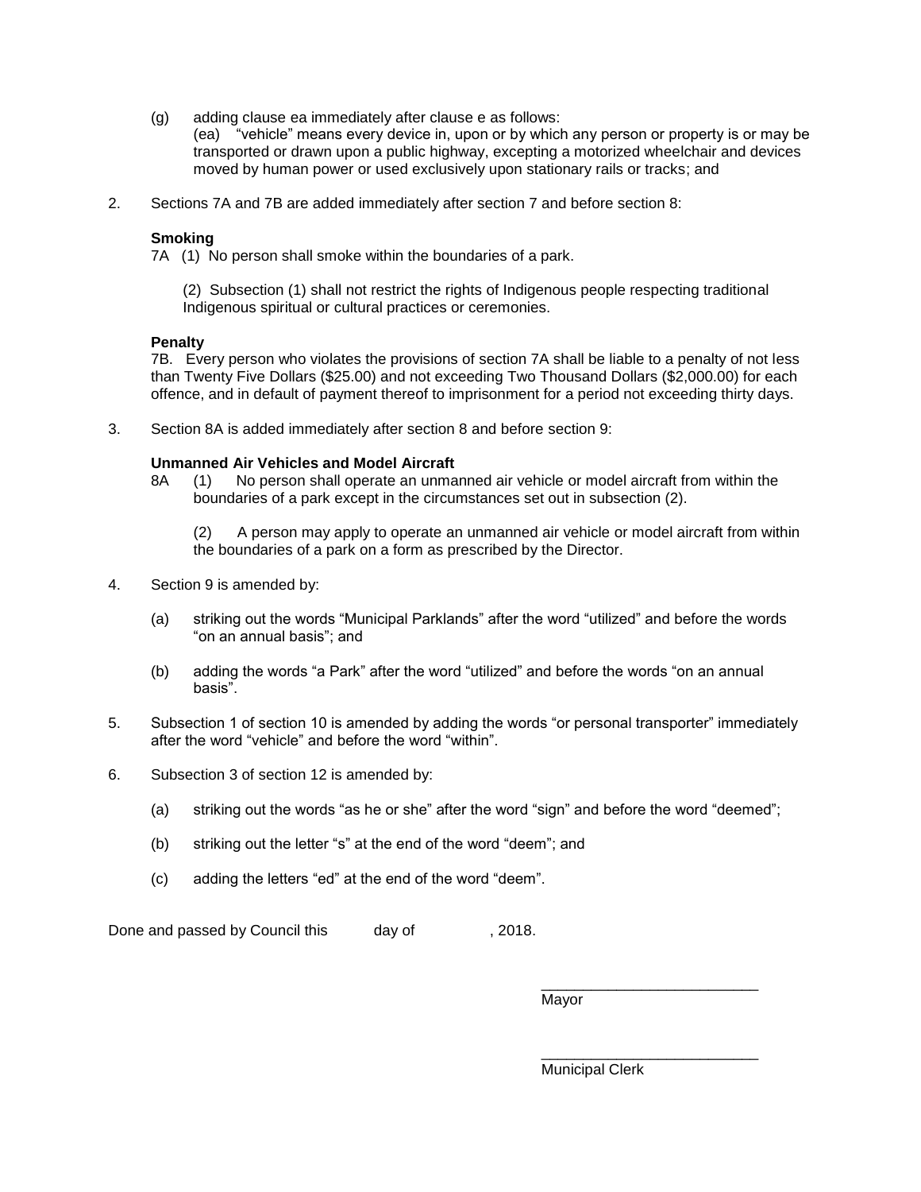(g) adding clause ea immediately after clause e as follows:
(ea) "vehicle" means every device in, upon or by which any person or property is or may be transported or drawn upon a public highway, excepting a motorized wheelchair and devices moved by human power or used exclusively upon stationary rails or tracks; and

2. Sections 7A and 7B are added immediately after section 7 and before section 8:

**Smoking**

7A (1) No person shall smoke within the boundaries of a park.

(2) Subsection (1) shall not restrict the rights of Indigenous people respecting traditional Indigenous spiritual or cultural practices or ceremonies.

**Penalty**

7B. Every person who violates the provisions of section 7A shall be liable to a penalty of not less than Twenty Five Dollars ($25.00) and not exceeding Two Thousand Dollars ($2,000.00) for each offence, and in default of payment thereof to imprisonment for a period not exceeding thirty days.

3. Section 8A is added immediately after section 8 and before section 9:

**Unmanned Air Vehicles and Model Aircraft**

8A (1) No person shall operate an unmanned air vehicle or model aircraft from within the boundaries of a park except in the circumstances set out in subsection (2).

(2) A person may apply to operate an unmanned air vehicle or model aircraft from within the boundaries of a park on a form as prescribed by the Director.

4. Section 9 is amended by:

(a) striking out the words "Municipal Parklands" after the word "utilized" and before the words "on an annual basis"; and

(b) adding the words "a Park" after the word "utilized" and before the words "on an annual basis".

5. Subsection 1 of section 10 is amended by adding the words "or personal transporter" immediately after the word "vehicle" and before the word "within".

6. Subsection 3 of section 12 is amended by:

(a) striking out the words "as he or she" after the word "sign" and before the word "deemed";

(b) striking out the letter "s" at the end of the word "deem"; and

(c) adding the letters "ed" at the end of the word "deem".

Done and passed by Council this day of , 2018.

___________________________
Mayor

___________________________
Municipal Clerk